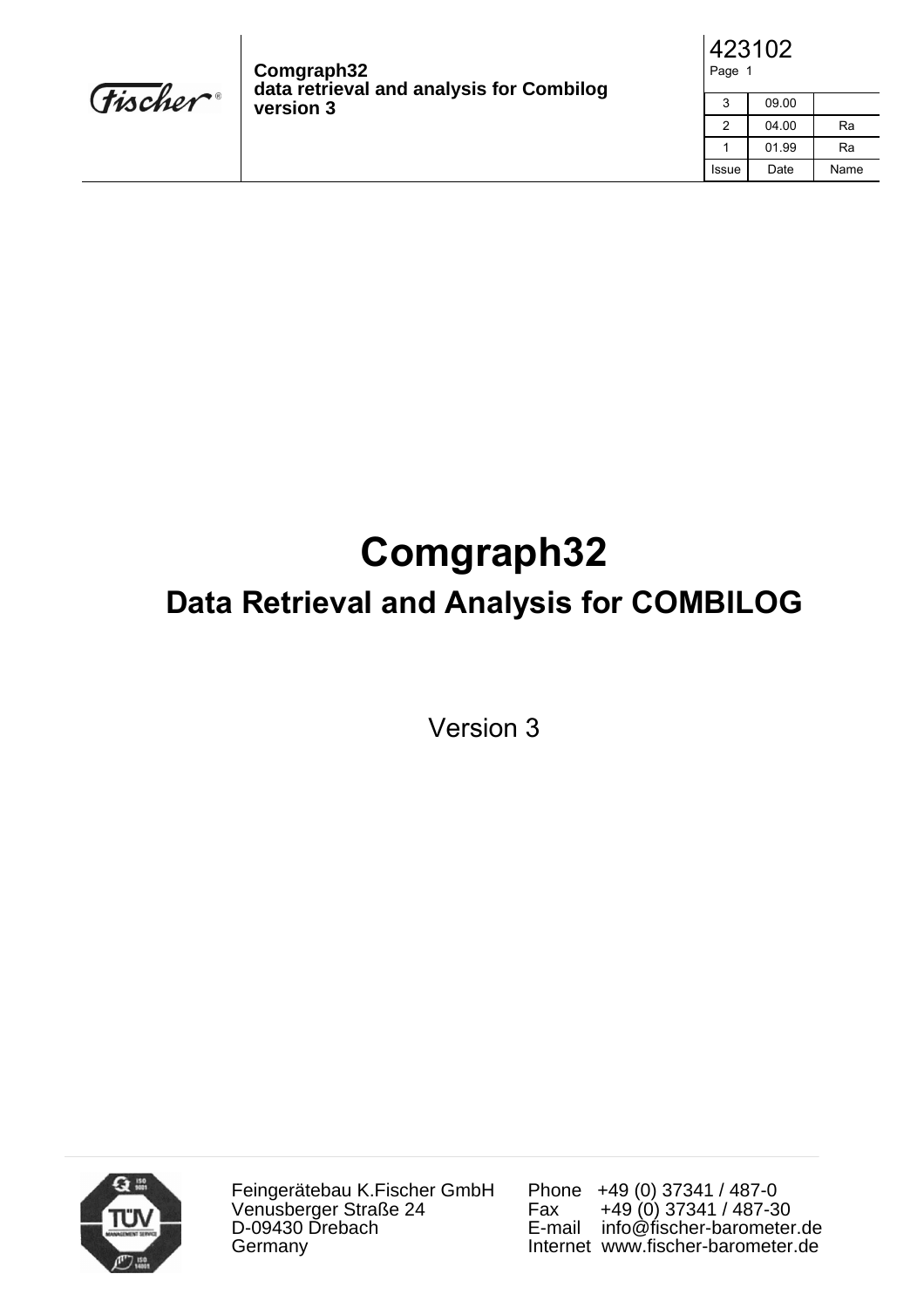# Comgraph32

## Data Retrieval and Analysis for COMBILOG

Version 3

Feingerätebau K.Fischer GmbH
Venusberger Straße 24
D-09430 Drebach
Germany

Phone +49 (0) 37341 / 487-0
Fax +49 (0) 37341 / 487-30
E-mail info@fischer-barometer.de
Internet www.fischer-barometer.de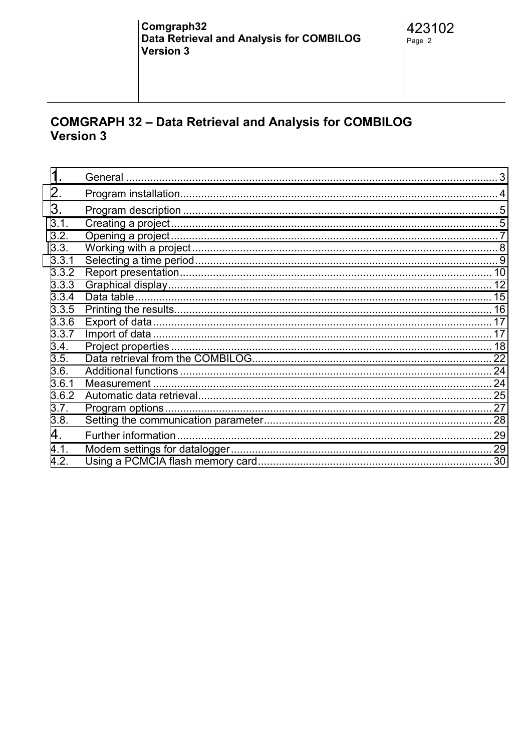# COMGRAPH 32 – Data Retrieval and Analysis for COMBILOG Version 3

| | | |
|---|---|---|
| 1. | General | 3 |
| 2. | Program installation | 4 |
| 3. | Program description | 5 |
| 3.1. | Creating a project | 5 |
| 3.2. | Opening a project | 7 |
| 3.3. | Working with a project | 8 |
| 3.3.1 | Selecting a time period | 9 |
| 3.3.2 | Report presentation | 10 |
| 3.3.3 | Graphical display | 12 |
| 3.3.4 | Data table | 15 |
| 3.3.5 | Printing the results | 16 |
| 3.3.6 | Export of data | 17 |
| 3.3.7 | Import of data | 17 |
| 3.4. | Project properties | 18 |
| 3.5. | Data retrieval from the COMBILOG | 22 |
| 3.6. | Additional functions | 24 |
| 3.6.1 | Measurement | 24 |
| 3.6.2 | Automatic data retrieval | 25 |
| 3.7. | Program options | 27 |
| 3.8. | Setting the communication parameter | 28 |
| 4. | Further information | 29 |
| 4.1. | Modem settings for datalogger | 29 |
| 4.2. | Using a PCMCIA flash memory card | 30 |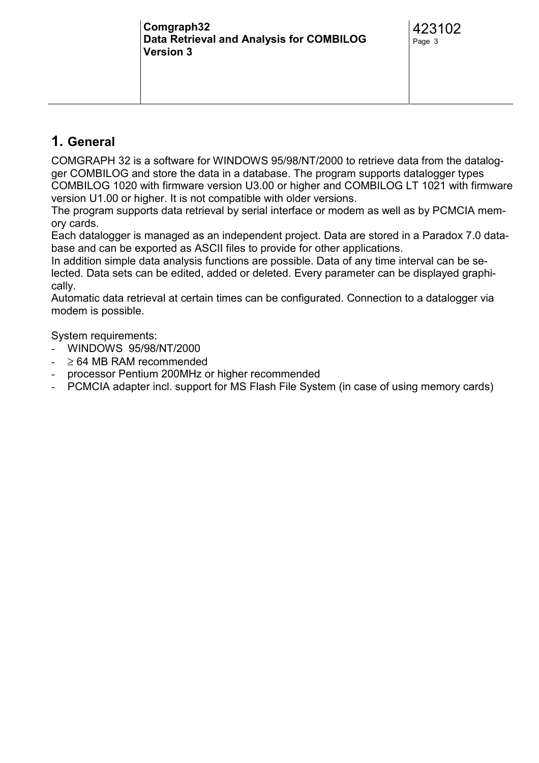# 1. General

COMGRAPH 32 is a software for WINDOWS 95/98/NT/2000 to retrieve data from the datalogger COMBILOG and store the data in a database. The program supports datalogger types COMBILOG 1020 with firmware version U3.00 or higher and COMBILOG LT 1021 with firmware version U1.00 or higher. It is not compatible with older versions.
The program supports data retrieval by serial interface or modem as well as by PCMCIA memory cards.
Each datalogger is managed as an independent project. Data are stored in a Paradox 7.0 database and can be exported as ASCII files to provide for other applications.
In addition simple data analysis functions are possible. Data of any time interval can be selected. Data sets can be edited, added or deleted. Every parameter can be displayed graphically.
Automatic data retrieval at certain times can be configurated. Connection to a datalogger via modem is possible.

System requirements:

- WINDOWS 95/98/NT/2000
- $\geq$ 64 MB RAM recommended
- processor Pentium 200MHz or higher recommended
- PCMCIA adapter incl. support for MS Flash File System (in case of using memory cards)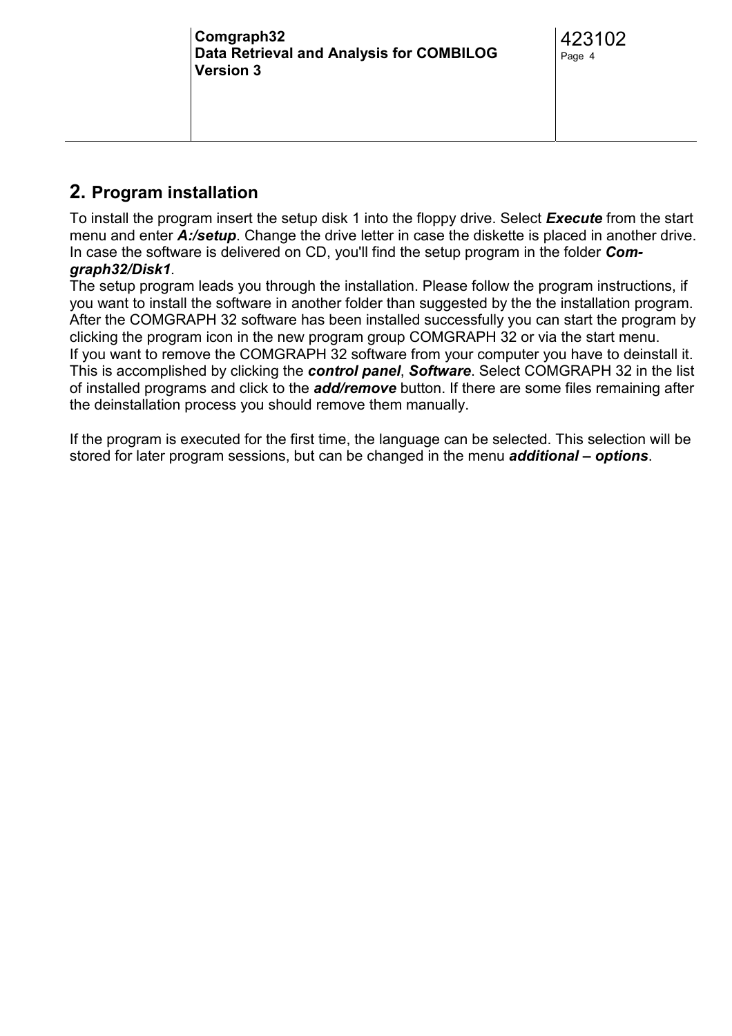## 2. Program installation

To install the program insert the setup disk 1 into the floppy drive. Select ***Execute*** from the start menu and enter ***A:/setup***. Change the drive letter in case the diskette is placed in another drive. In case the software is delivered on CD, you'll find the setup program in the folder ***Comgraph32/Disk1***.
The setup program leads you through the installation. Please follow the program instructions, if you want to install the software in another folder than suggested by the the installation program. After the COMGRAPH 32 software has been installed successfully you can start the program by clicking the program icon in the new program group COMGRAPH 32 or via the start menu.
If you want to remove the COMGRAPH 32 software from your computer you have to deinstall it. This is accomplished by clicking the ***control panel***, ***Software***. Select COMGRAPH 32 in the list of installed programs and click to the ***add/remove*** button. If there are some files remaining after the deinstallation process you should remove them manually.

If the program is executed for the first time, the language can be selected. This selection will be stored for later program sessions, but can be changed in the menu ***additional – options***.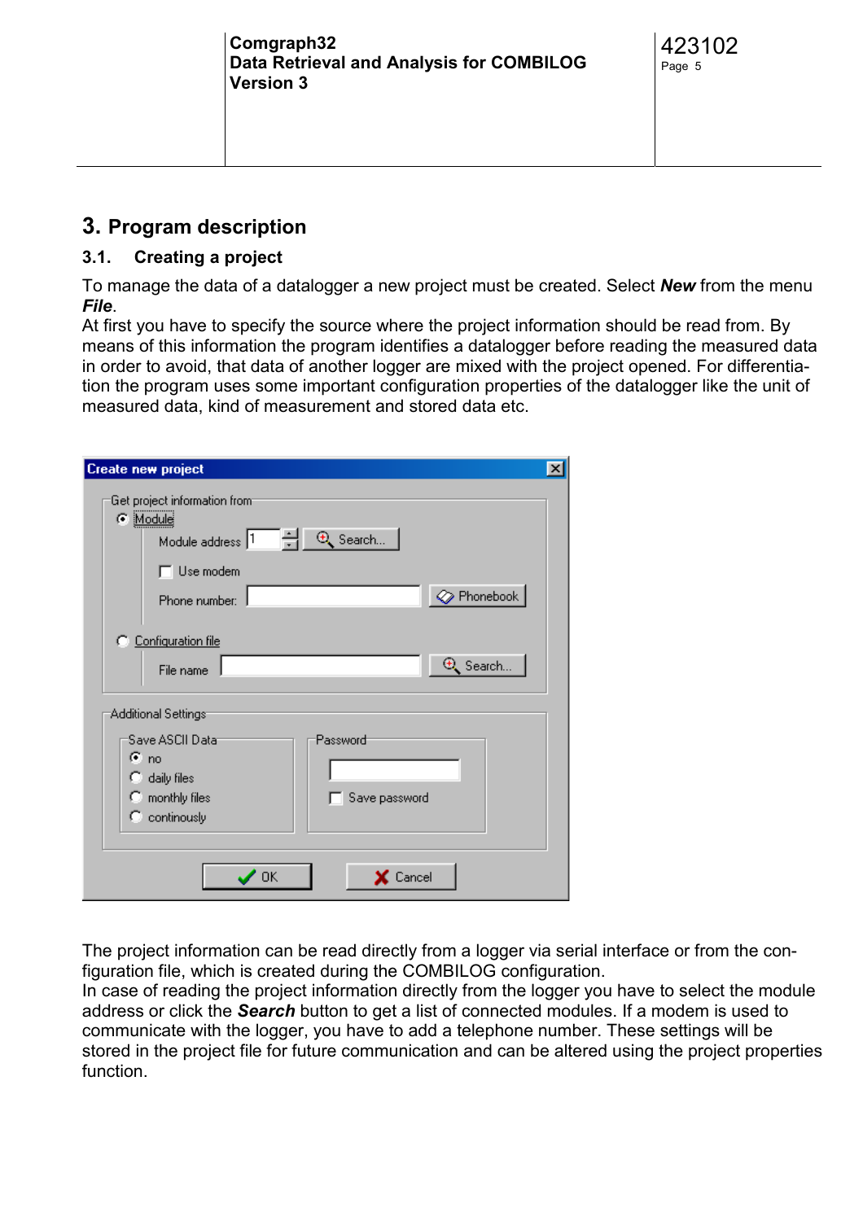# 3. Program description

## 3.1. Creating a project

To manage the data of a datalogger a new project must be created. Select ***New*** from the menu ***File***.
At first you have to specify the source where the project information should be read from. By means of this information the program identifies a datalogger before reading the measured data in order to avoid, that data of another logger are mixed with the project opened. For differentiation the program uses some important configuration properties of the datalogger like the unit of measured data, kind of measurement and stored data etc.

The project information can be read directly from a logger via serial interface or from the configuration file, which is created during the COMBILOG configuration.
In case of reading the project information directly from the logger you have to select the module address or click the ***Search*** button to get a list of connected modules. If a modem is used to communicate with the logger, you have to add a telephone number. These settings will be stored in the project file for future communication and can be altered using the project properties function.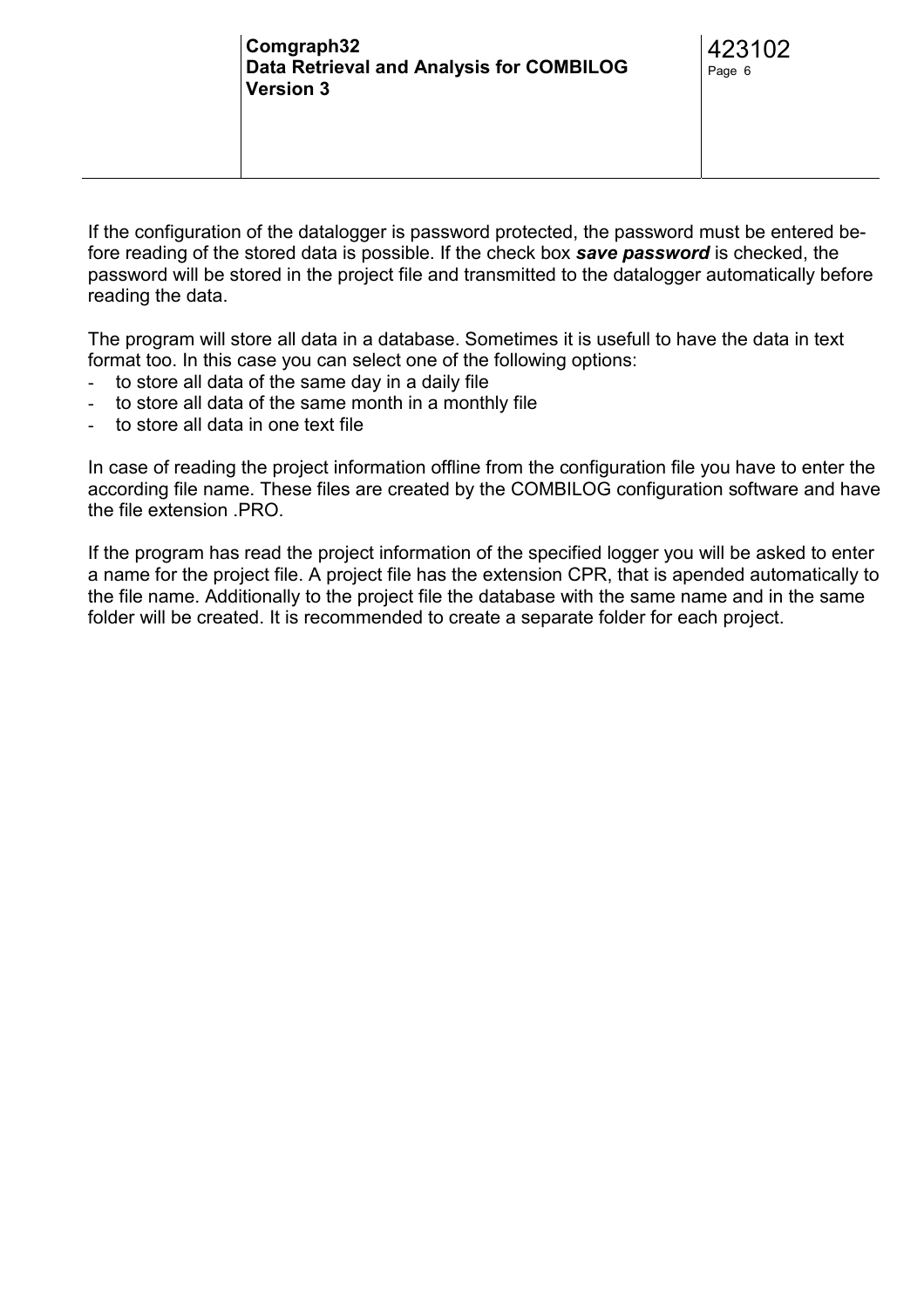If the configuration of the datalogger is password protected, the password must be entered before reading of the stored data is possible. If the check box ***save password*** is checked, the password will be stored in the project file and transmitted to the datalogger automatically before reading the data.

The program will store all data in a database. Sometimes it is usefull to have the data in text format too. In this case you can select one of the following options:

- to store all data of the same day in a daily file
- to store all data of the same month in a monthly file
- to store all data in one text file

In case of reading the project information offline from the configuration file you have to enter the according file name. These files are created by the COMBILOG configuration software and have the file extension .PRO.

If the program has read the project information of the specified logger you will be asked to enter a name for the project file. A project file has the extension CPR, that is apended automatically to the file name. Additionally to the project file the database with the same name and in the same folder will be created. It is recommended to create a separate folder for each project.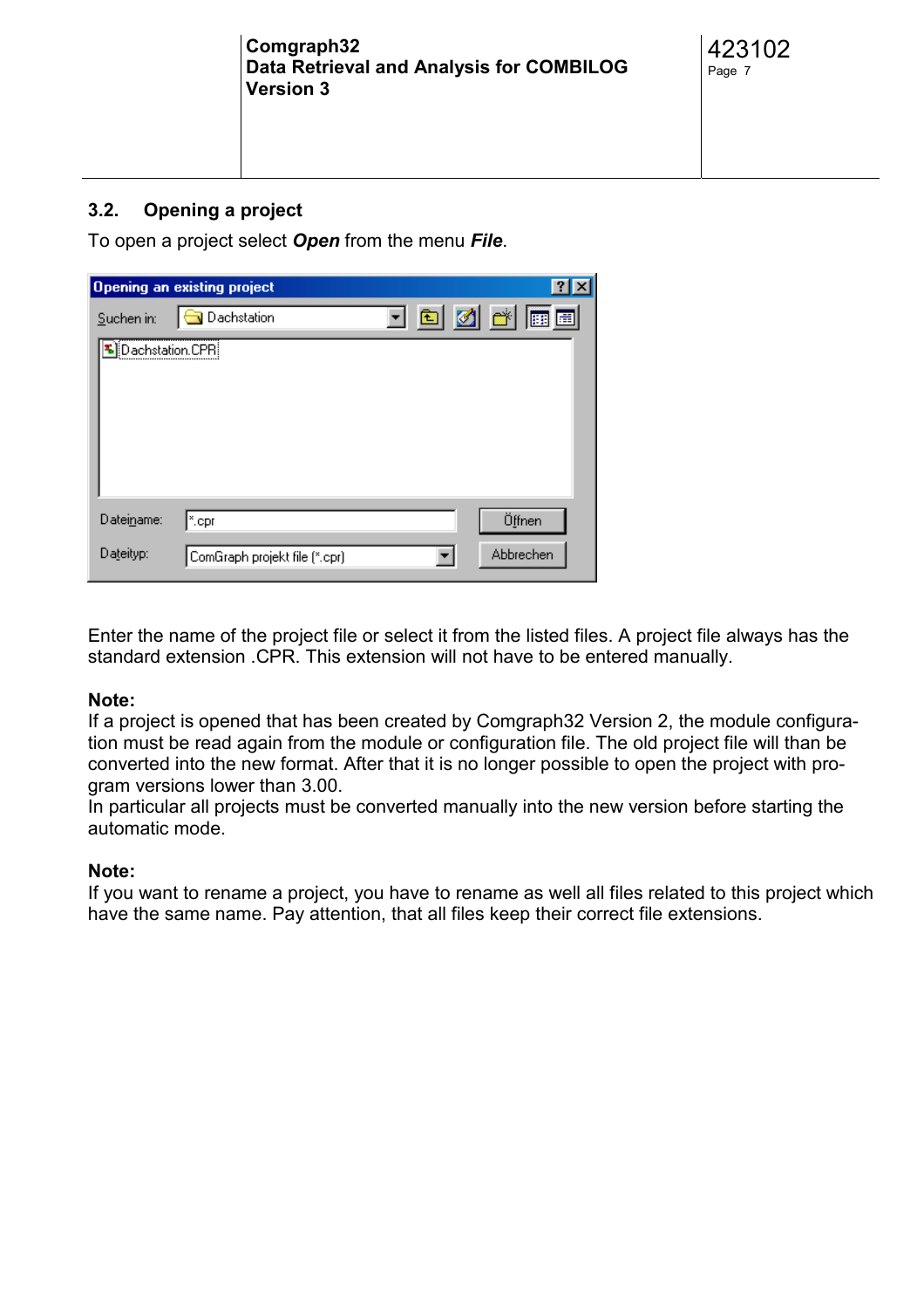## 3.2. Opening a project

To open a project select ***Open*** from the menu ***File***.

Enter the name of the project file or select it from the listed files. A project file always has the standard extension .CPR. This extension will not have to be entered manually.

**Note:**
If a project is opened that has been created by Comgraph32 Version 2, the module configuration must be read again from the module or configuration file. The old project file will than be converted into the new format. After that it is no longer possible to open the project with program versions lower than 3.00.
In particular all projects must be converted manually into the new version before starting the automatic mode.

**Note:**
If you want to rename a project, you have to rename as well all files related to this project which have the same name. Pay attention, that all files keep their correct file extensions.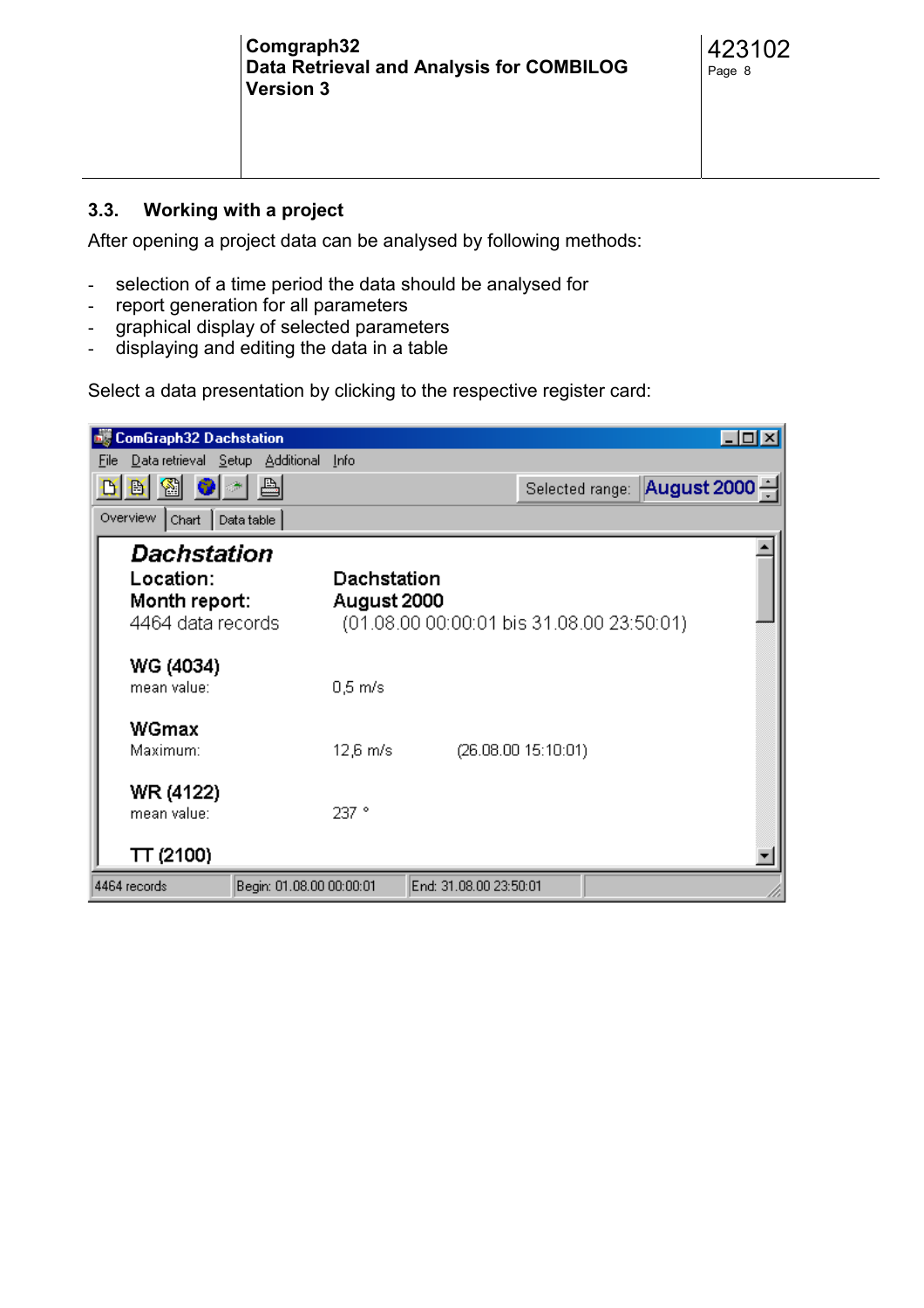## 3.3. Working with a project

After opening a project data can be analysed by following methods:

- selection of a time period the data should be analysed for
- report generation for all parameters
- graphical display of selected parameters
- displaying and editing the data in a table

Select a data presentation by clicking to the respective register card:

ComGraph32 Dachstation

File Data retrieval Setup Additional Info

Selected range: August 2000

Overview | Chart | Data table

***Dachstation***

**Location:** **Dachstation**

**Month report:** **August 2000**

4464 data records (01.08.00 00:00:01 bis 31.08.00 23:50:01)

**WG (4034)**

mean value: 0,5 m/s

**WGmax**

Maximum: 12,6 m/s (26.08.00 15:10:01)

**WR (4122)**

mean value: 237 °

**TT (2100)**

4464 records | Begin: 01.08.00 00:00:01 | End: 31.08.00 23:50:01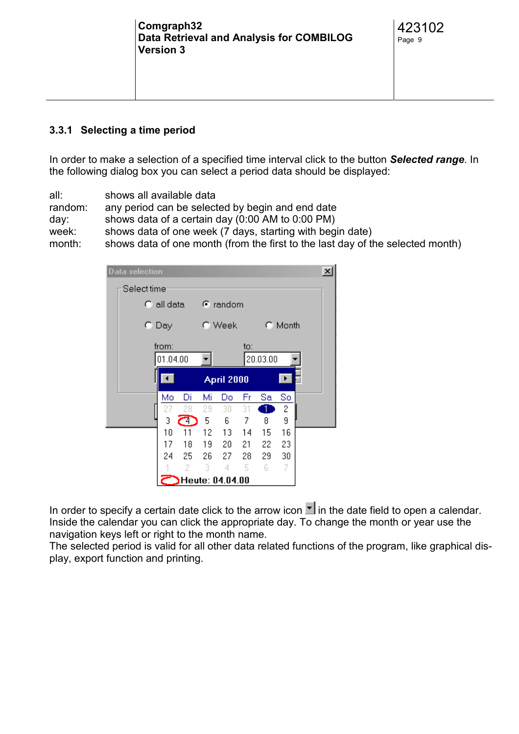### 3.3.1 Selecting a time period

In order to make a selection of a specified time interval click to the button ***Selected range***. In the following dialog box you can select a period data should be displayed:

| | |
|---|---|
| all: | shows all available data |
| random: | any period can be selected by begin and end date |
| day: | shows data of a certain day (0:00 AM to 0:00 PM) |
| week: | shows data of one week (7 days, starting with begin date) |
| month: | shows data of one month (from the first to the last day of the selected month) |

In order to specify a certain date click to the arrow icon in the date field to open a calendar. Inside the calendar you can click the appropriate day. To change the month or year use the navigation keys left or right to the month name.
The selected period is valid for all other data related functions of the program, like graphical display, export function and printing.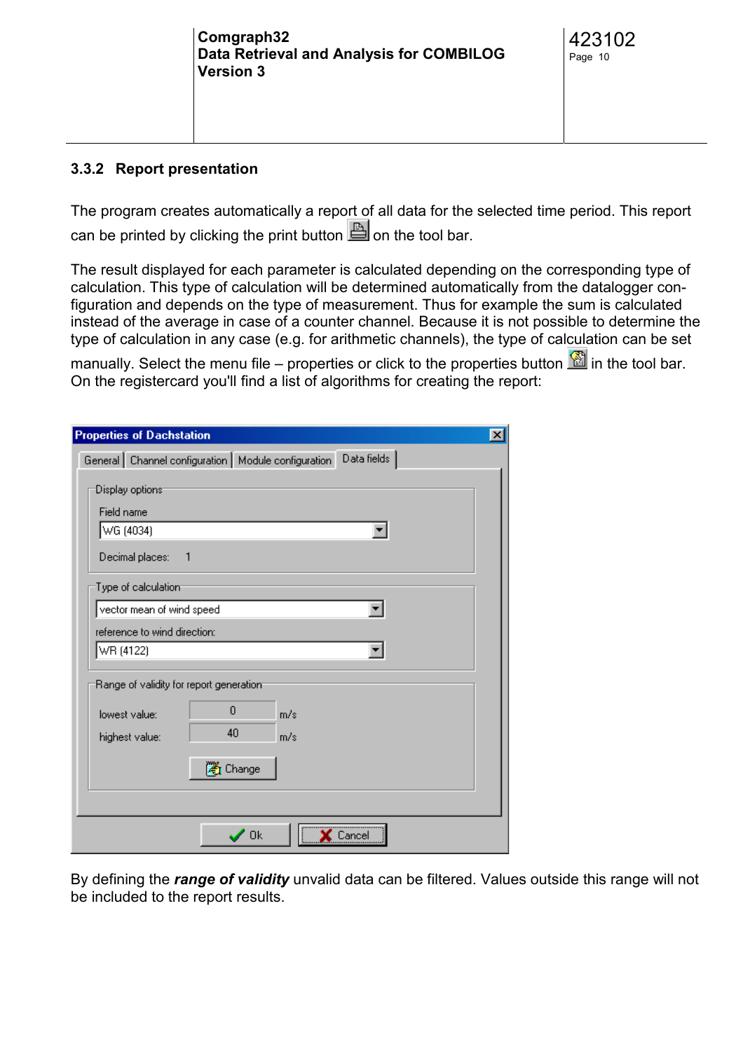### 3.3.2 Report presentation

The program creates automatically a report of all data for the selected time period. This report can be printed by clicking the print button on the tool bar.

The result displayed for each parameter is calculated depending on the corresponding type of calculation. This type of calculation will be determined automatically from the datalogger configuration and depends on the type of measurement. Thus for example the sum is calculated instead of the average in case of a counter channel. Because it is not possible to determine the type of calculation in any case (e.g. for arithmetic channels), the type of calculation can be set manually. Select the menu file – properties or click to the properties button in the tool bar. On the registercard you'll find a list of algorithms for creating the report:

Properties of Dachstation

General | Channel configuration | Module configuration | Data fields

Display options

Field name: WG (4034)

Decimal places: 1

Type of calculation

vector mean of wind speed

reference to wind direction: WR (4122)

Range of validity for report generation

lowest value: 0 m/s

highest value: 40 m/s

Change

Ok | Cancel

By defining the ***range of validity*** unvalid data can be filtered. Values outside this range will not be included to the report results.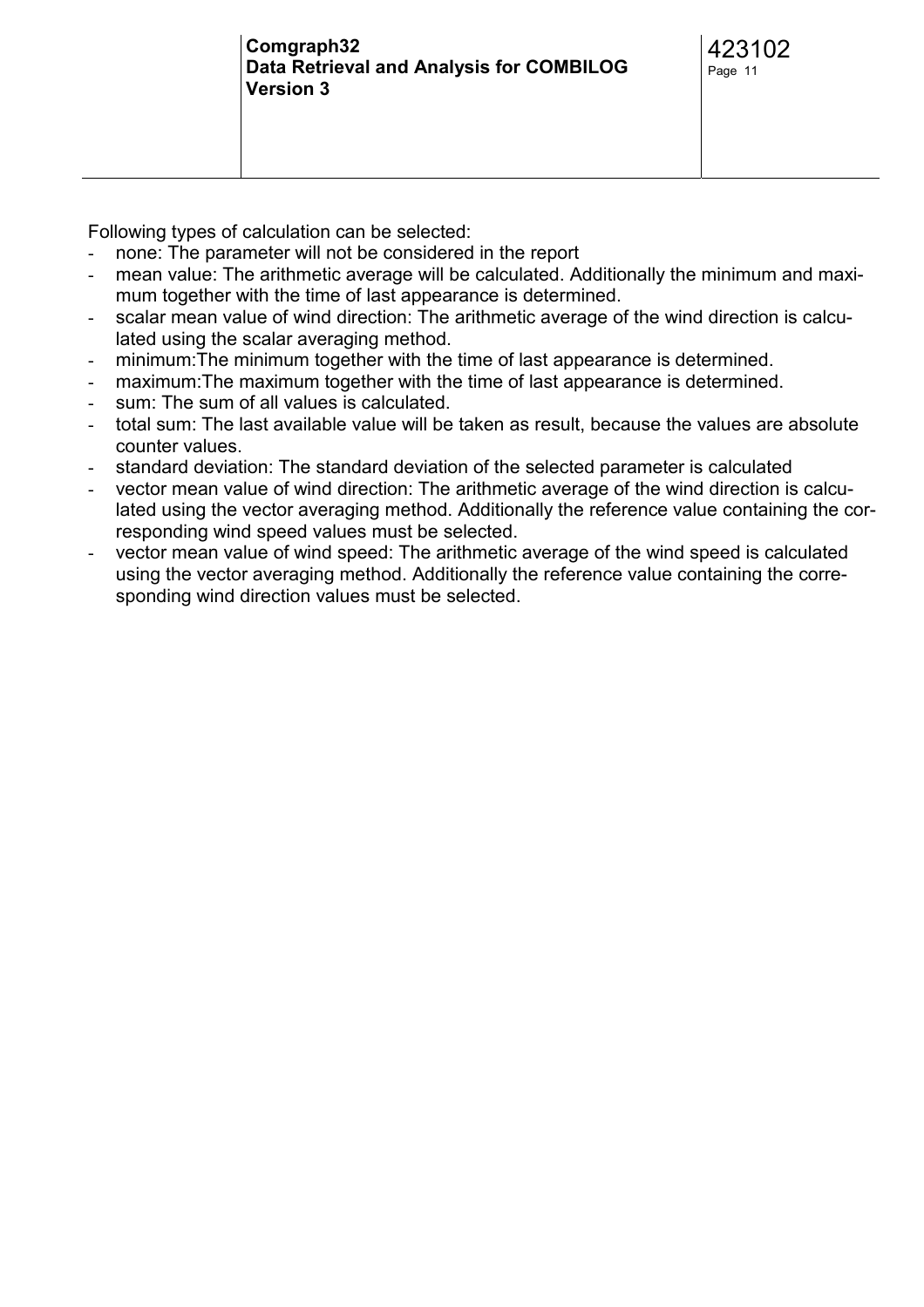Following types of calculation can be selected:

- none: The parameter will not be considered in the report
- mean value: The arithmetic average will be calculated. Additionally the minimum and maximum together with the time of last appearance is determined.
- scalar mean value of wind direction: The arithmetic average of the wind direction is calculated using the scalar averaging method.
- minimum:The minimum together with the time of last appearance is determined.
- maximum:The maximum together with the time of last appearance is determined.
- sum: The sum of all values is calculated.
- total sum: The last available value will be taken as result, because the values are absolute counter values.
- standard deviation: The standard deviation of the selected parameter is calculated
- vector mean value of wind direction: The arithmetic average of the wind direction is calculated using the vector averaging method. Additionally the reference value containing the corresponding wind speed values must be selected.
- vector mean value of wind speed: The arithmetic average of the wind speed is calculated using the vector averaging method. Additionally the reference value containing the corresponding wind direction values must be selected.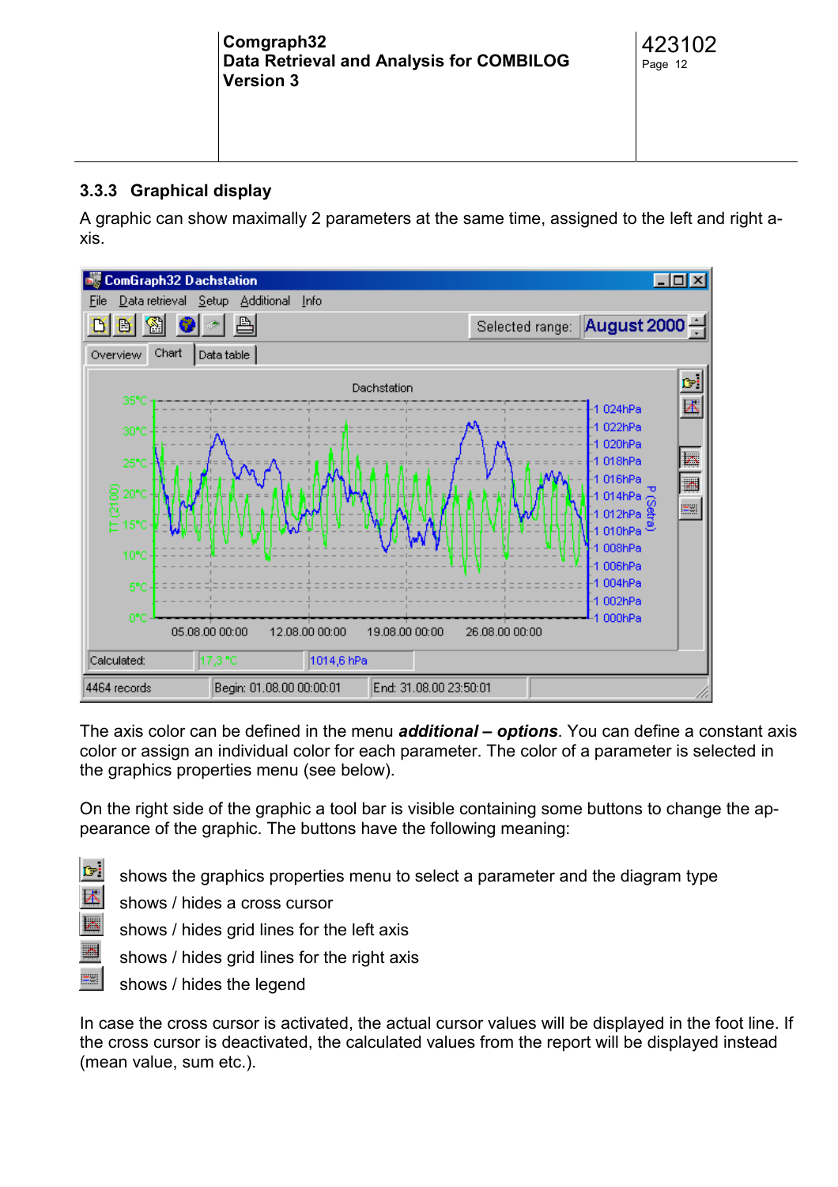### 3.3.3 Graphical display

A graphic can show maximally 2 parameters at the same time, assigned to the left and right axis.

The axis color can be defined in the menu ***additional – options***. You can define a constant axis color or assign an individual color for each parameter. The color of a parameter is selected in the graphics properties menu (see below).

On the right side of the graphic a tool bar is visible containing some buttons to change the appearance of the graphic. The buttons have the following meaning:

- shows the graphics properties menu to select a parameter and the diagram type
- shows / hides a cross cursor
- shows / hides grid lines for the left axis
- shows / hides grid lines for the right axis
- shows / hides the legend

In case the cross cursor is activated, the actual cursor values will be displayed in the foot line. If the cross cursor is deactivated, the calculated values from the report will be displayed instead (mean value, sum etc.).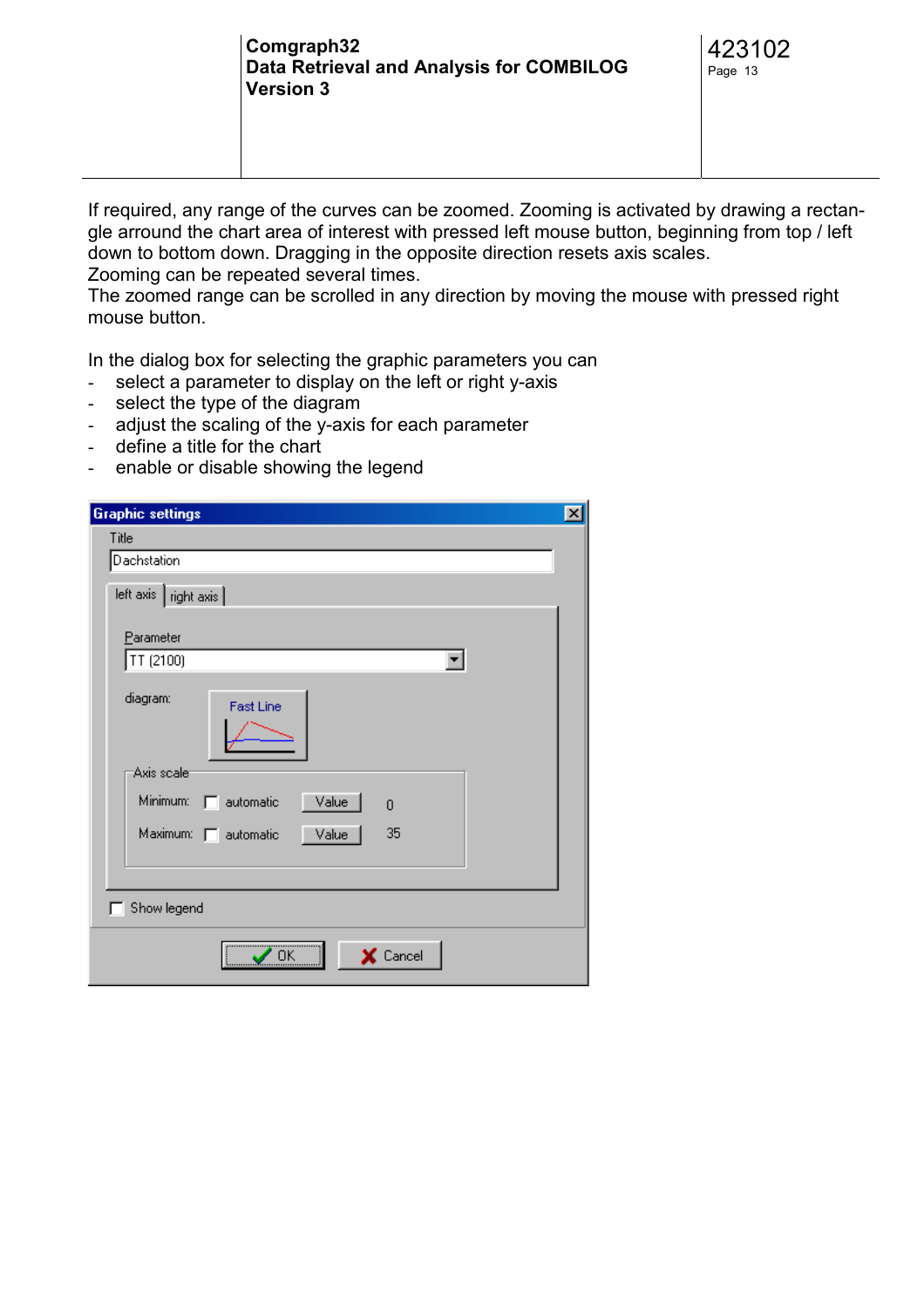If required, any range of the curves can be zoomed. Zooming is activated by drawing a rectangle arround the chart area of interest with pressed left mouse button, beginning from top / left down to bottom down. Dragging in the opposite direction resets axis scales.
Zooming can be repeated several times.
The zoomed range can be scrolled in any direction by moving the mouse with pressed right mouse button.

In the dialog box for selecting the graphic parameters you can

- select a parameter to display on the left or right y-axis
- select the type of the diagram
- adjust the scaling of the y-axis for each parameter
- define a title for the chart
- enable or disable showing the legend

Graphic settings

Title: Dachstation

left axis | right axis

Parameter: TT (2100)

diagram: Fast Line

Axis scale
Minimum: automatic Value 0
Maximum: automatic Value 35

Show legend

OK Cancel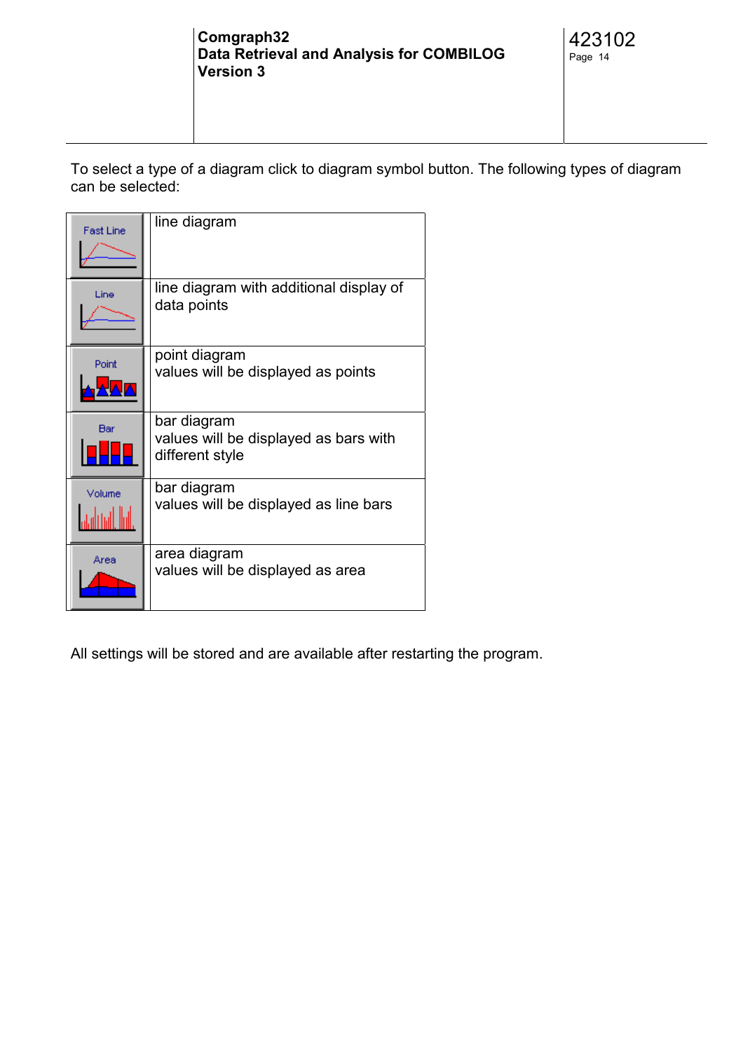To select a type of a diagram click to diagram symbol button. The following types of diagram can be selected:

| | |
|---|---|
| Fast Line | line diagram |
| Line | line diagram with additional display of data points |
| Point | point diagram<br>values will be displayed as points |
| Bar | bar diagram<br>values will be displayed as bars with different style |
| Volume | bar diagram<br>values will be displayed as line bars |
| Area | area diagram<br>values will be displayed as area |

All settings will be stored and are available after restarting the program.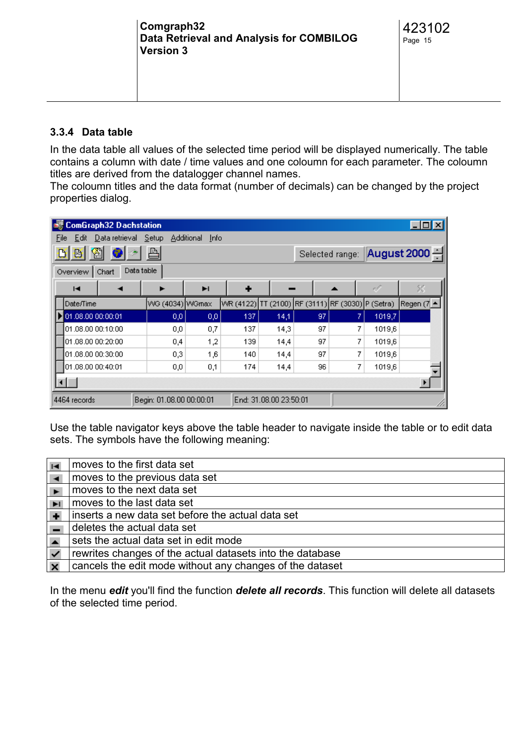### 3.3.4 Data table

In the data table all values of the selected time period will be displayed numerically. The table contains a column with date / time values and one coloumn for each parameter. The coloumn titles are derived from the datalogger channel names.
The coloumn titles and the data format (number of decimals) can be changed by the project properties dialog.

Use the table navigator keys above the table header to navigate inside the table or to edit data sets. The symbols have the following meaning:

| Symbol | Meaning |
|---|---|
| ⏮ | moves to the first data set |
| ◀ | moves to the previous data set |
| ▶ | moves to the next data set |
| ⏭ | moves to the last data set |
| + | inserts a new data set before the actual data set |
| − | deletes the actual data set |
| ▲ | sets the actual data set in edit mode |
| ✔ | rewrites changes of the actual datasets into the database |
| ✖ | cancels the edit mode without any changes of the dataset |

In the menu ***edit*** you'll find the function ***delete all records***. This function will delete all datasets of the selected time period.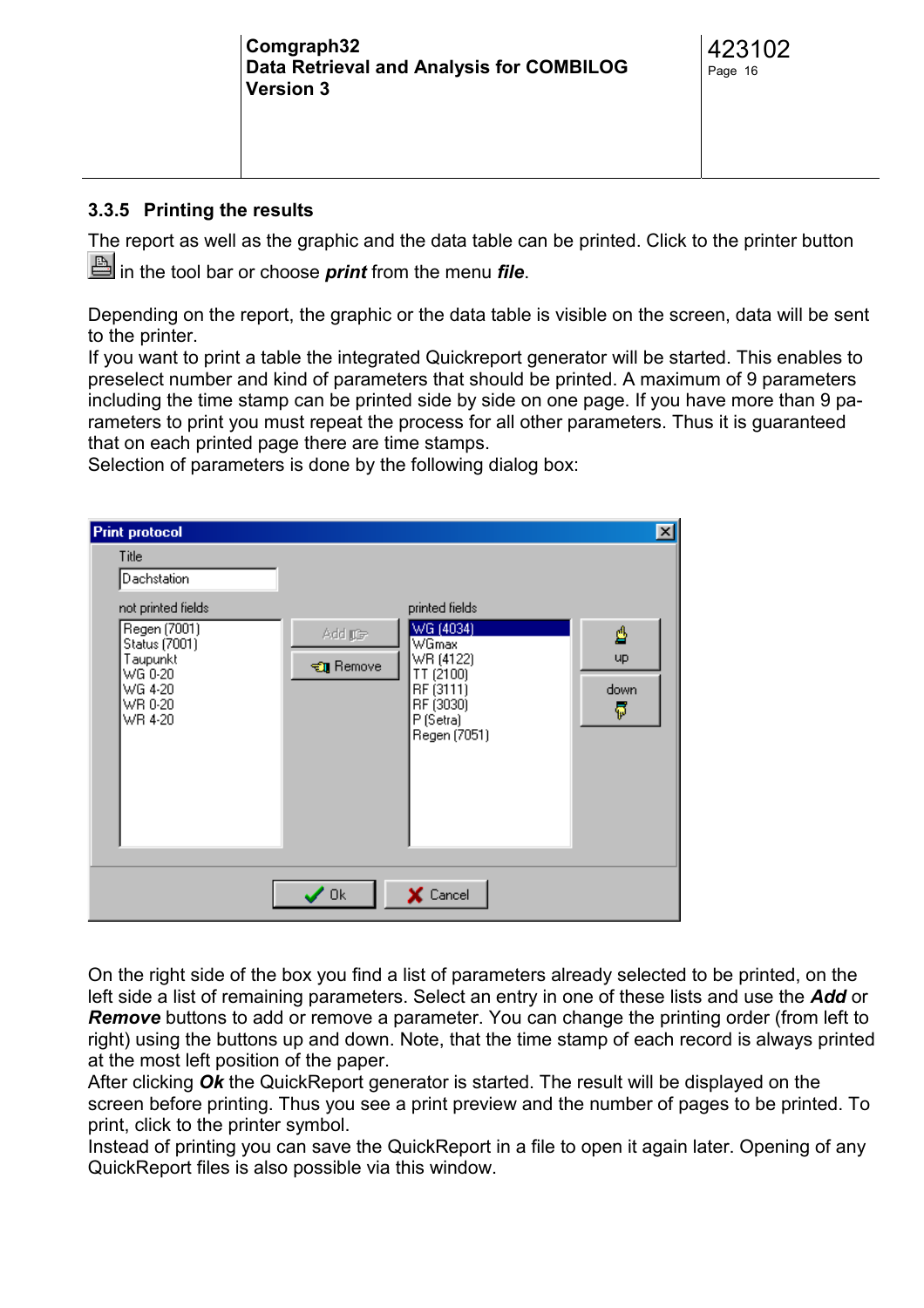### 3.3.5 Printing the results

The report as well as the graphic and the data table can be printed. Click to the printer button in the tool bar or choose ***print*** from the menu ***file***.

Depending on the report, the graphic or the data table is visible on the screen, data will be sent to the printer.
If you want to print a table the integrated Quickreport generator will be started. This enables to preselect number and kind of parameters that should be printed. A maximum of 9 parameters including the time stamp can be printed side by side on one page. If you have more than 9 parameters to print you must repeat the process for all other parameters. Thus it is guaranteed that on each printed page there are time stamps.
Selection of parameters is done by the following dialog box:

On the right side of the box you find a list of parameters already selected to be printed, on the left side a list of remaining parameters. Select an entry in one of these lists and use the ***Add*** or ***Remove*** buttons to add or remove a parameter. You can change the printing order (from left to right) using the buttons up and down. Note, that the time stamp of each record is always printed at the most left position of the paper.
After clicking ***Ok*** the QuickReport generator is started. The result will be displayed on the screen before printing. Thus you see a print preview and the number of pages to be printed. To print, click to the printer symbol.
Instead of printing you can save the QuickReport in a file to open it again later. Opening of any QuickReport files is also possible via this window.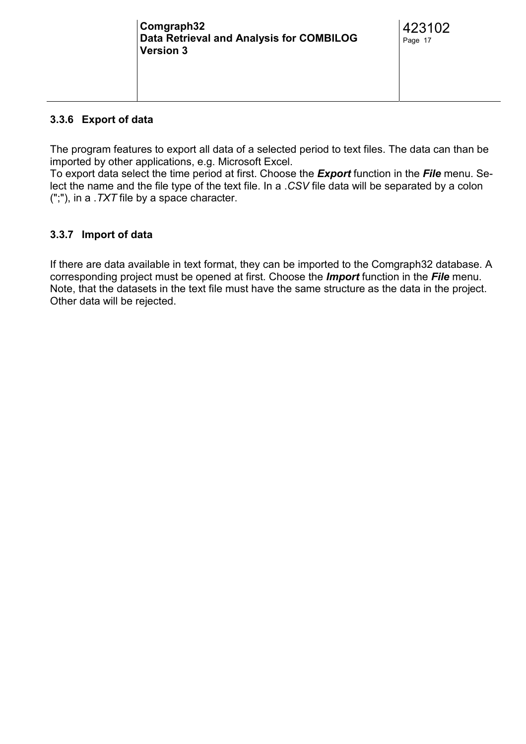### 3.3.6 Export of data

The program features to export all data of a selected period to text files. The data can than be imported by other applications, e.g. Microsoft Excel.
To export data select the time period at first. Choose the ***Export*** function in the ***File*** menu. Select the name and the file type of the text file. In a *.CSV* file data will be separated by a colon (";"), in a *.TXT* file by a space character.

### 3.3.7 Import of data

If there are data available in text format, they can be imported to the Comgraph32 database. A corresponding project must be opened at first. Choose the ***Import*** function in the ***File*** menu. Note, that the datasets in the text file must have the same structure as the data in the project. Other data will be rejected.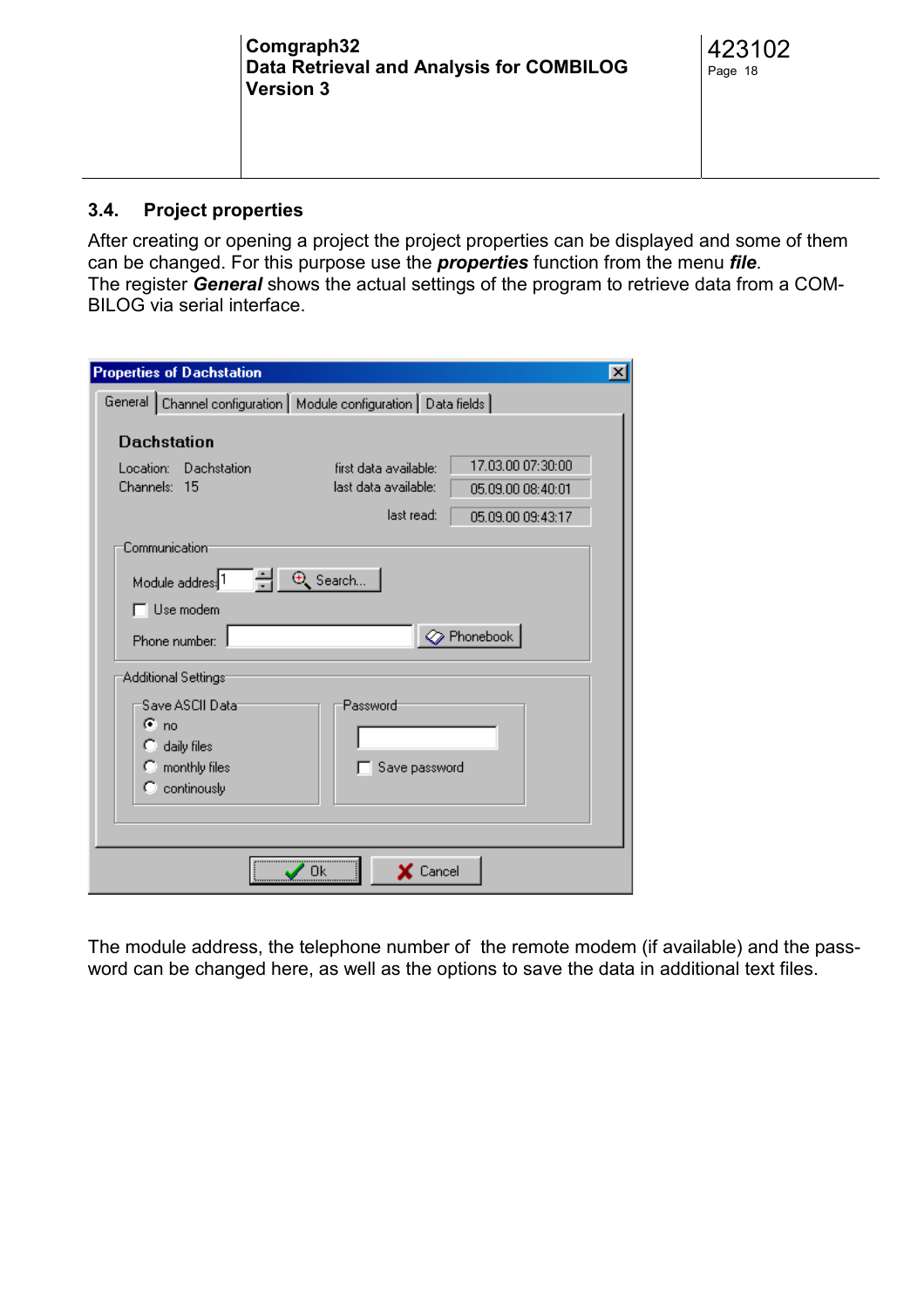## 3.4. Project properties

After creating or opening a project the project properties can be displayed and some of them can be changed. For this purpose use the ***properties*** function from the menu ***file***.
The register ***General*** shows the actual settings of the program to retrieve data from a COMBILOG via serial interface.

The module address, the telephone number of the remote modem (if available) and the password can be changed here, as well as the options to save the data in additional text files.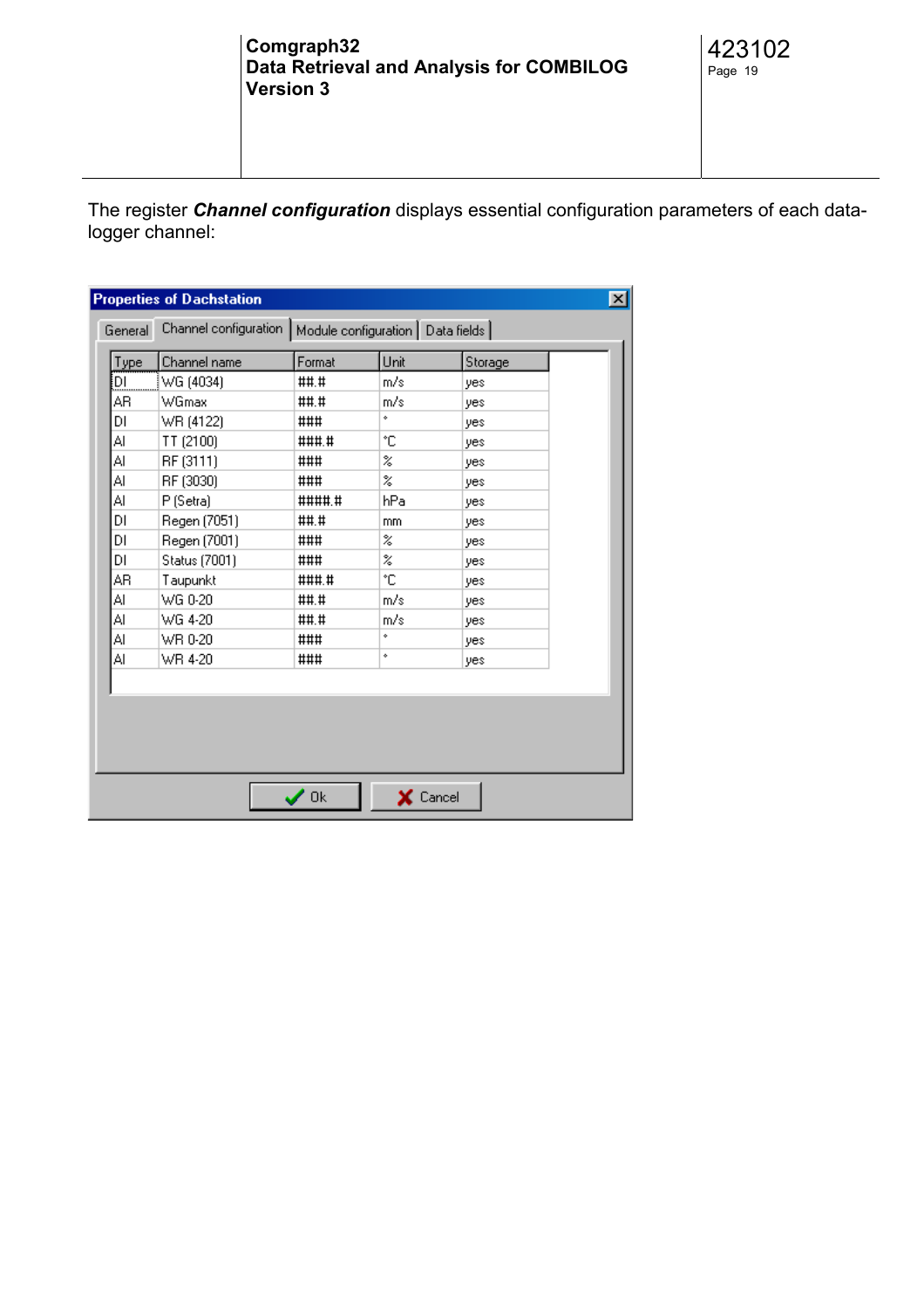The register ***Channel configuration*** displays essential configuration parameters of each data-logger channel:

**Properties of Dachstation**

General | Channel configuration | Module configuration | Data fields

| Type | Channel name | Format | Unit | Storage |
|---|---|---|---|---|
| DI | WG (4034) | ##.# | m/s | yes |
| AR | WGmax | ##.# | m/s | yes |
| DI | WR (4122) | ### | ° | yes |
| AI | TT (2100) | ###.# | °C | yes |
| AI | RF (3111) | ### | % | yes |
| AI | RF (3030) | ### | % | yes |
| AI | P (Setra) | ####.# | hPa | yes |
| DI | Regen (7051) | ##.# | mm | yes |
| DI | Regen (7001) | ### | % | yes |
| DI | Status (7001) | ### | % | yes |
| AR | Taupunkt | ###.# | °C | yes |
| AI | WG 0-20 | ##.# | m/s | yes |
| AI | WG 4-20 | ##.# | m/s | yes |
| AI | WR 0-20 | ### | ° | yes |
| AI | WR 4-20 | ### | ° | yes |

Ok | Cancel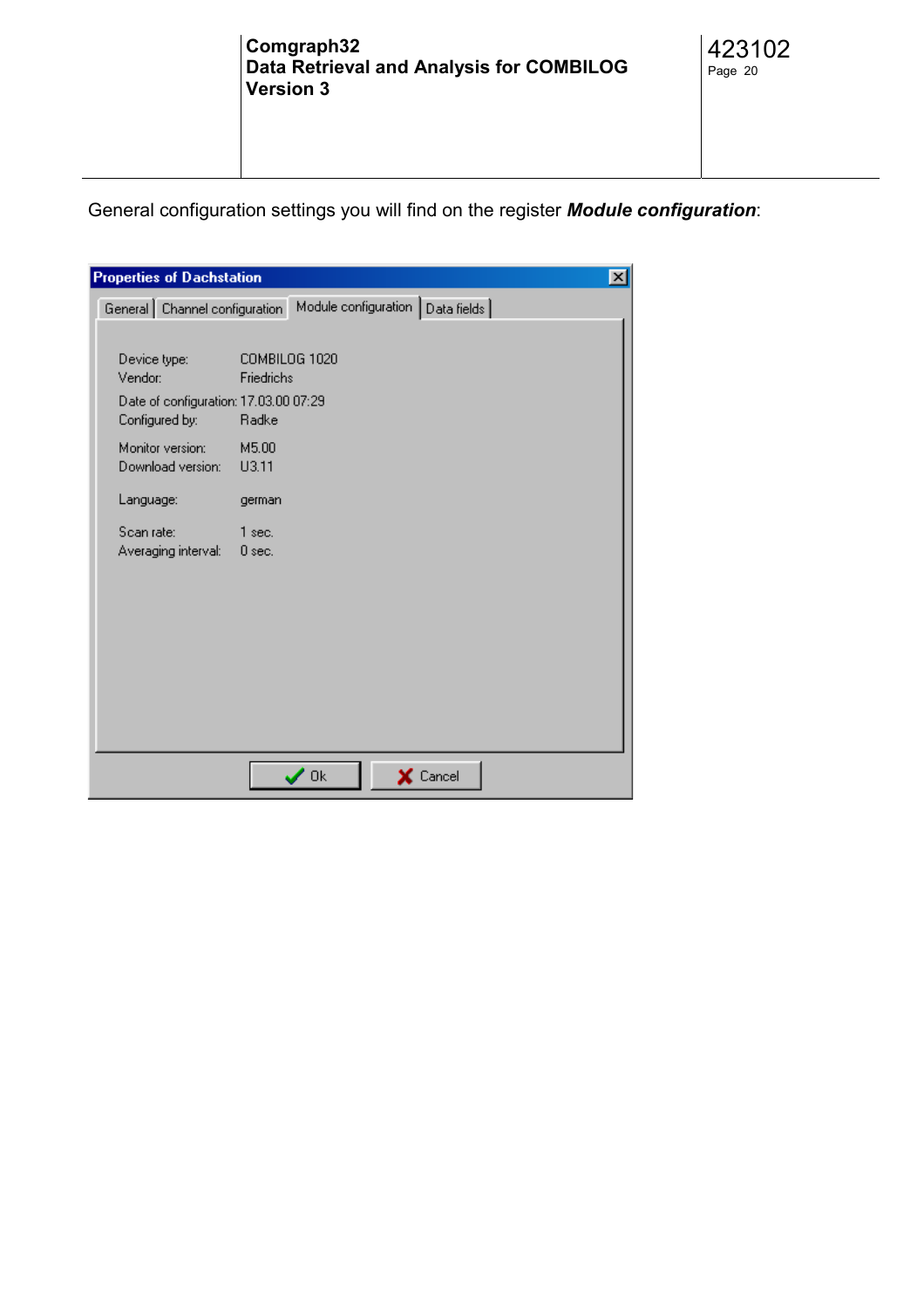General configuration settings you will find on the register ***Module configuration***:

Properties of Dachstation

General | Channel configuration | Module configuration | Data fields

| | |
|---|---|
| Device type: | COMBILOG 1020 |
| Vendor: | Friedrichs |
| Date of configuration: | 17.03.00 07:29 |
| Configured by: | Radke |
| Monitor version: | M5.00 |
| Download version: | U3.11 |
| Language: | german |
| Scan rate: | 1 sec. |
| Averaging interval: | 0 sec. |

Ok | Cancel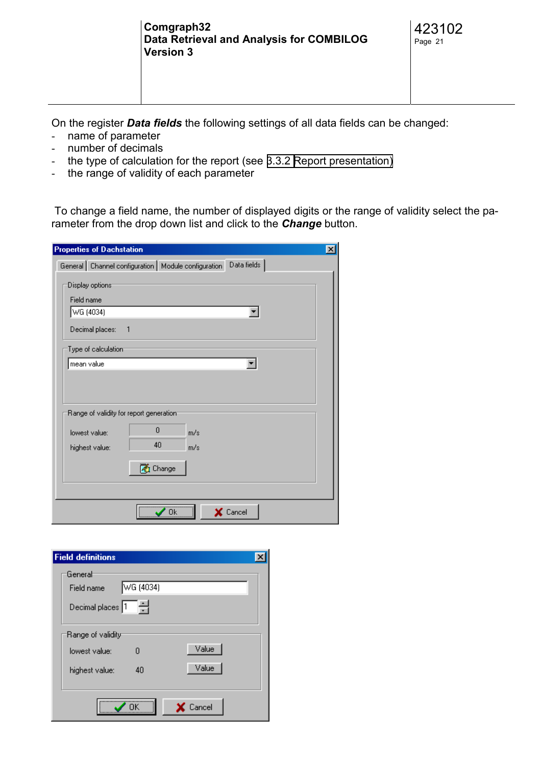On the register ***Data fields*** the following settings of all data fields can be changed:

- name of parameter
- number of decimals
- the type of calculation for the report (see 3.3.2 Report presentation)
- the range of validity of each parameter

To change a field name, the number of displayed digits or the range of validity select the parameter from the drop down list and click to the ***Change*** button.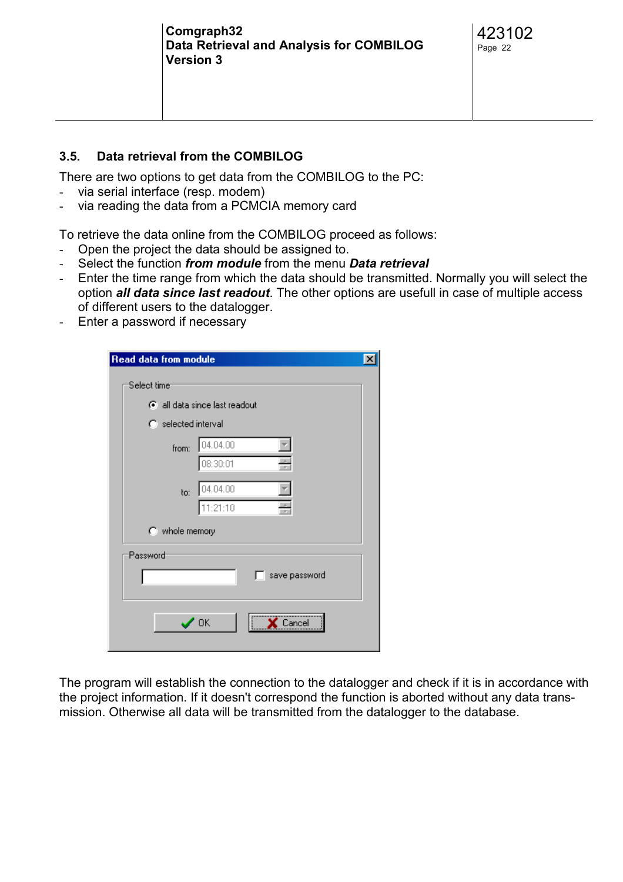## 3.5. Data retrieval from the COMBILOG

There are two options to get data from the COMBILOG to the PC:

- via serial interface (resp. modem)
- via reading the data from a PCMCIA memory card

To retrieve the data online from the COMBILOG proceed as follows:

- Open the project the data should be assigned to.
- Select the function ***from module*** from the menu ***Data retrieval***
- Enter the time range from which the data should be transmitted. Normally you will select the option ***all data since last readout***. The other options are usefull in case of multiple access of different users to the datalogger.
- Enter a password if necessary

The program will establish the connection to the datalogger and check if it is in accordance with the project information. If it doesn't correspond the function is aborted without any data transmission. Otherwise all data will be transmitted from the datalogger to the database.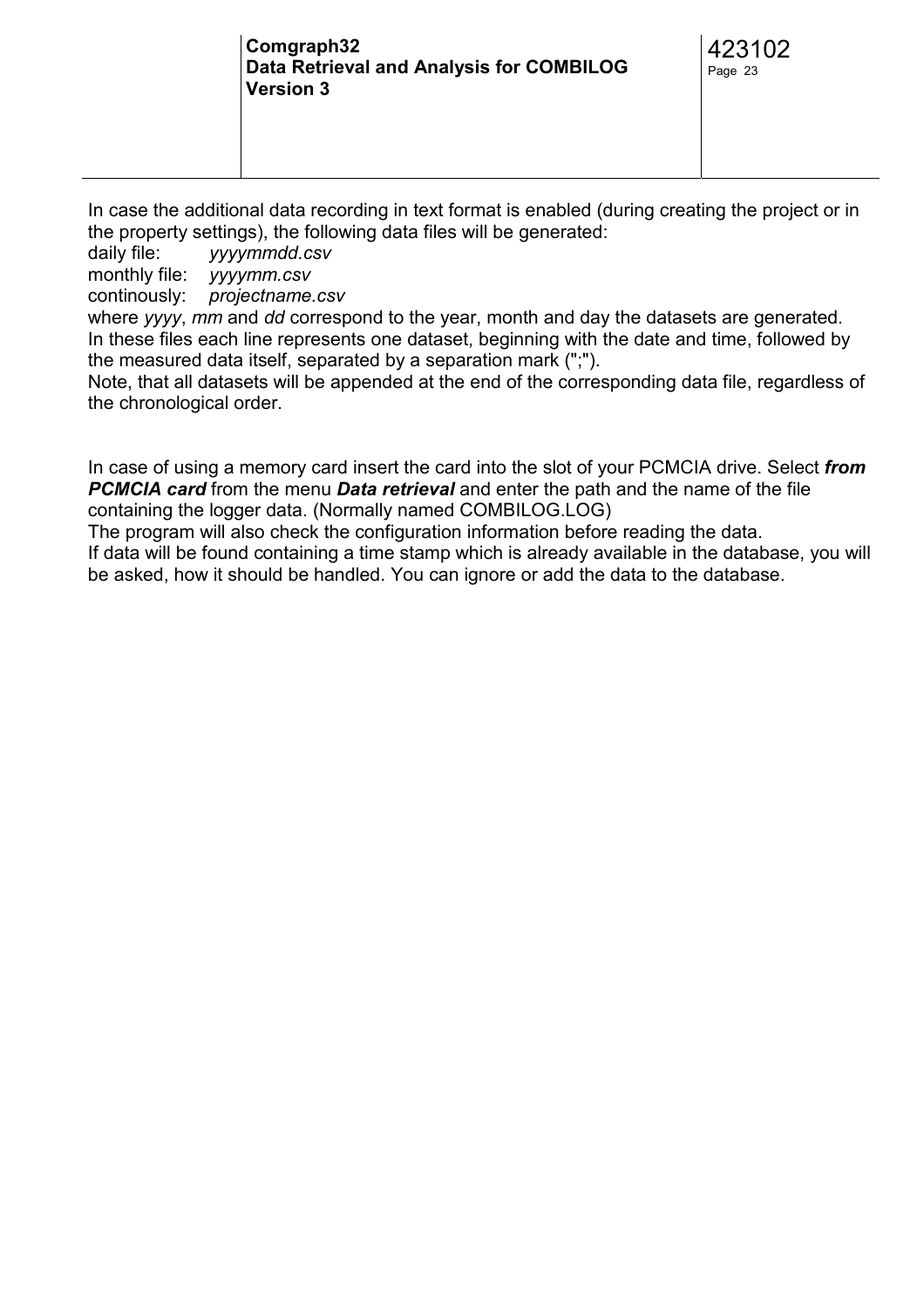In case the additional data recording in text format is enabled (during creating the project or in the property settings), the following data files will be generated:

daily file: *yyyymmdd.csv*
monthly file: *yyyymm.csv*
continously: *projectname.csv*

where *yyyy*, *mm* and *dd* correspond to the year, month and day the datasets are generated.
In these files each line represents one dataset, beginning with the date and time, followed by the measured data itself, separated by a separation mark (";").
Note, that all datasets will be appended at the end of the corresponding data file, regardless of the chronological order.

In case of using a memory card insert the card into the slot of your PCMCIA drive. Select ***from PCMCIA card*** from the menu ***Data retrieval*** and enter the path and the name of the file containing the logger data. (Normally named COMBILOG.LOG)
The program will also check the configuration information before reading the data.
If data will be found containing a time stamp which is already available in the database, you will be asked, how it should be handled. You can ignore or add the data to the database.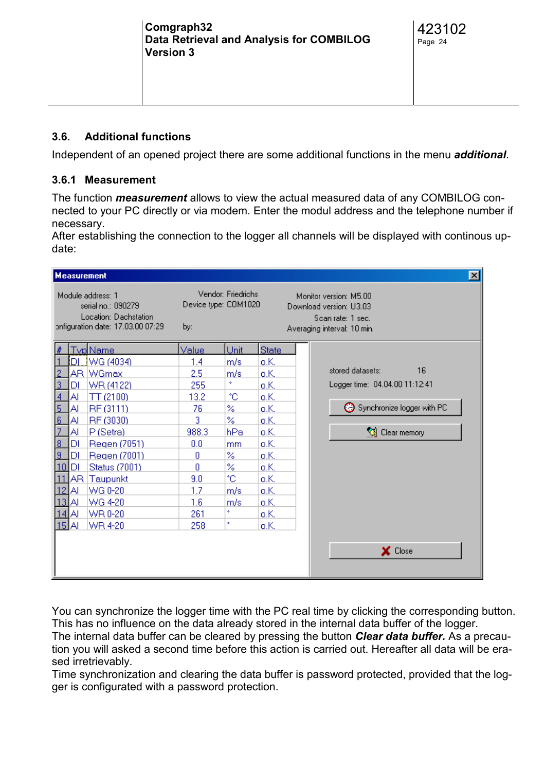## 3.6. Additional functions

Independent of an opened project there are some additional functions in the menu ***additional***.

### 3.6.1 Measurement

The function ***measurement*** allows to view the actual measured data of any COMBILOG connected to your PC directly or via modem. Enter the modul address and the telephone number if necessary.
After establishing the connection to the logger all channels will be displayed with continous update:

**Measurement**

Module address: 1
serial no.: 090279
Location: Dachstation
Configuration date: 17.03.00 07:29

Vendor: Friedrichs
Device type: COM1020
by:

Monitor version: M5.00
Download version: U3.03
Scan rate: 1 sec.
Averaging interval: 10 min.

| # | Typ | Name | Value | Unit | State |
|---|---|---|---|---|---|
| 1 | DI | WG (4034) | 1.4 | m/s | o.K. |
| 2 | AR | WGmax | 2.5 | m/s | o.K. |
| 3 | DI | WR (4122) | 255 | ° | o.K. |
| 4 | AI | TT (2100) | 13.2 | °C | o.K. |
| 5 | AI | RF (3111) | 76 | % | o.K. |
| 6 | AI | RF (3030) | 3 | % | o.K. |
| 7 | AI | P (Setra) | 988.3 | hPa | o.K. |
| 8 | DI | Regen (7051) | 0.0 | mm | o.K. |
| 9 | DI | Regen (7001) | 0 | % | o.K. |
| 10 | DI | Status (7001) | 0 | % | o.K. |
| 11 | AR | Taupunkt | 9.0 | °C | o.K. |
| 12 | AI | WG 0-20 | 1.7 | m/s | o.K. |
| 13 | AI | WG 4-20 | 1.6 | m/s | o.K. |
| 14 | AI | WR 0-20 | 261 | ° | o.K. |
| 15 | AI | WR 4-20 | 258 | ° | o.K. |

stored datasets: 16
Logger time: 04.04.00 11:12:41

Synchronize logger with PC

Clear memory

Close

You can synchronize the logger time with the PC real time by clicking the corresponding button. This has no influence on the data already stored in the internal data buffer of the logger.
The internal data buffer can be cleared by pressing the button ***Clear data buffer.*** As a precaution you will asked a second time before this action is carried out. Hereafter all data will be erased irretrievably.
Time synchronization and clearing the data buffer is password protected, provided that the logger is configurated with a password protection.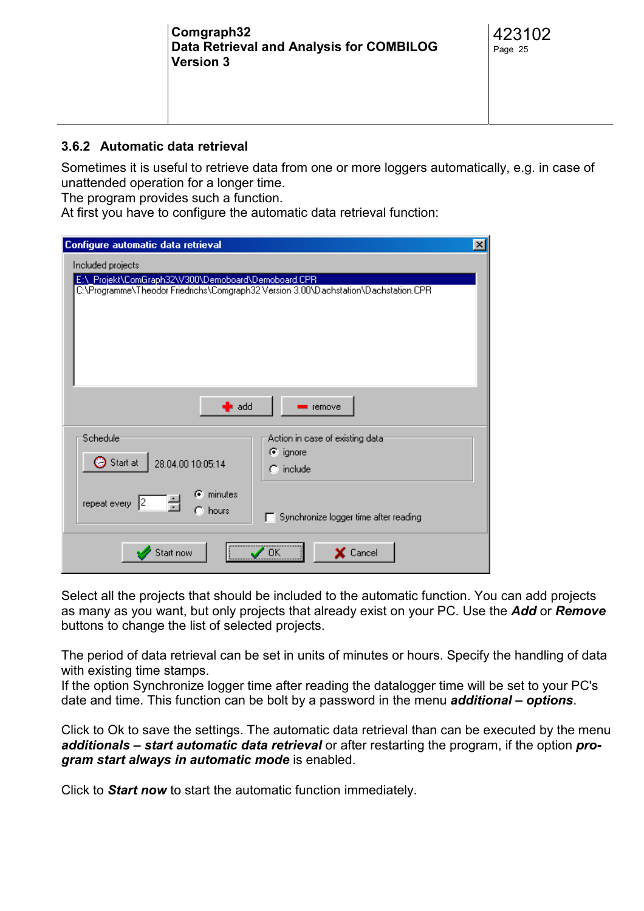### 3.6.2 Automatic data retrieval

Sometimes it is useful to retrieve data from one or more loggers automatically, e.g. in case of unattended operation for a longer time.
The program provides such a function.
At first you have to configure the automatic data retrieval function:

Select all the projects that should be included to the automatic function. You can add projects as many as you want, but only projects that already exist on your PC. Use the ***Add*** or ***Remove*** buttons to change the list of selected projects.

The period of data retrieval can be set in units of minutes or hours. Specify the handling of data with existing time stamps.
If the option Synchronize logger time after reading the datalogger time will be set to your PC's date and time. This function can be bolt by a password in the menu ***additional – options***.

Click to Ok to save the settings. The automatic data retrieval than can be executed by the menu ***additionals – start automatic data retrieval*** or after restarting the program, if the option ***program start always in automatic mode*** is enabled.

Click to ***Start now*** to start the automatic function immediately.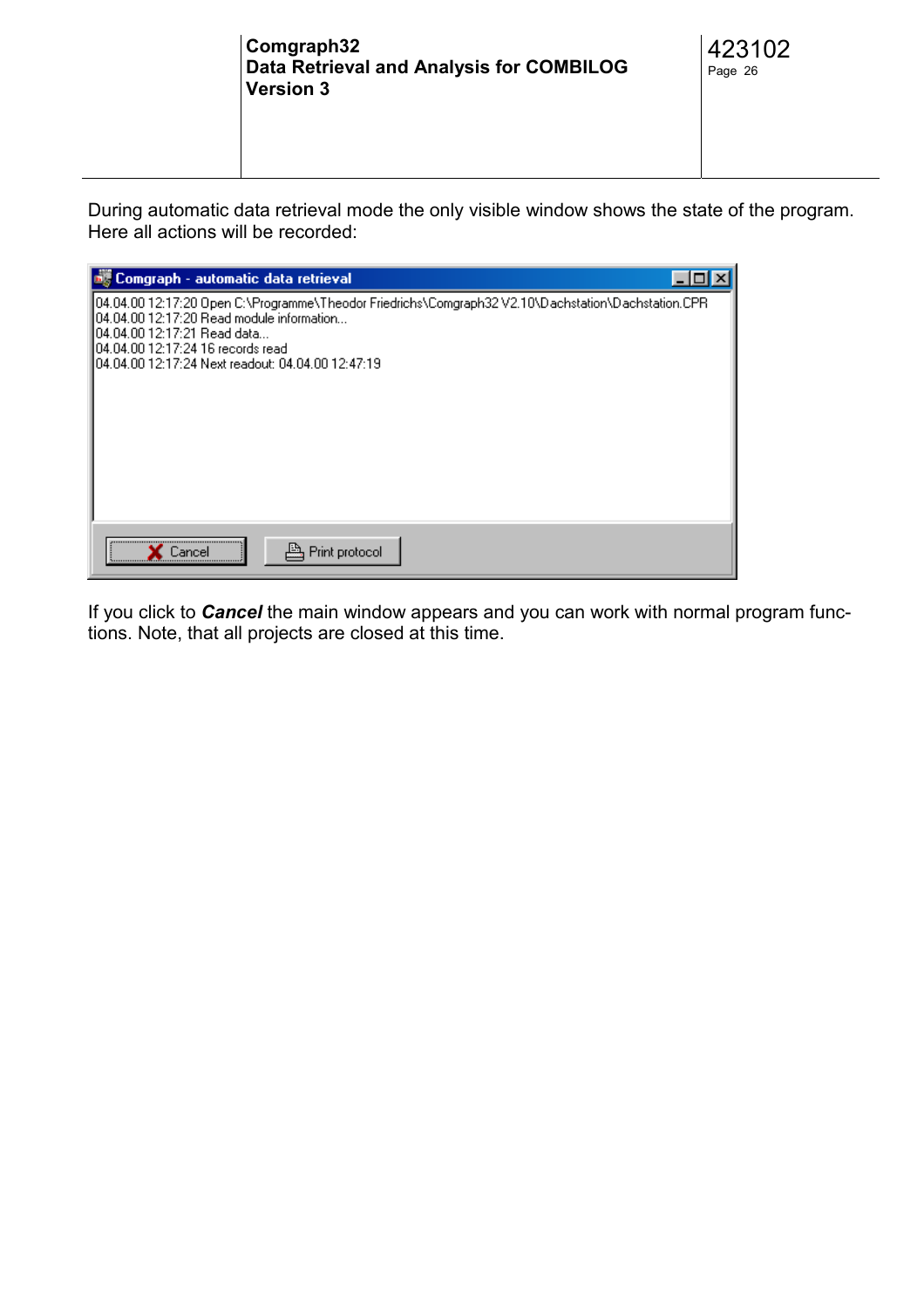During automatic data retrieval mode the only visible window shows the state of the program. Here all actions will be recorded:

If you click to ***Cancel*** the main window appears and you can work with normal program functions. Note, that all projects are closed at this time.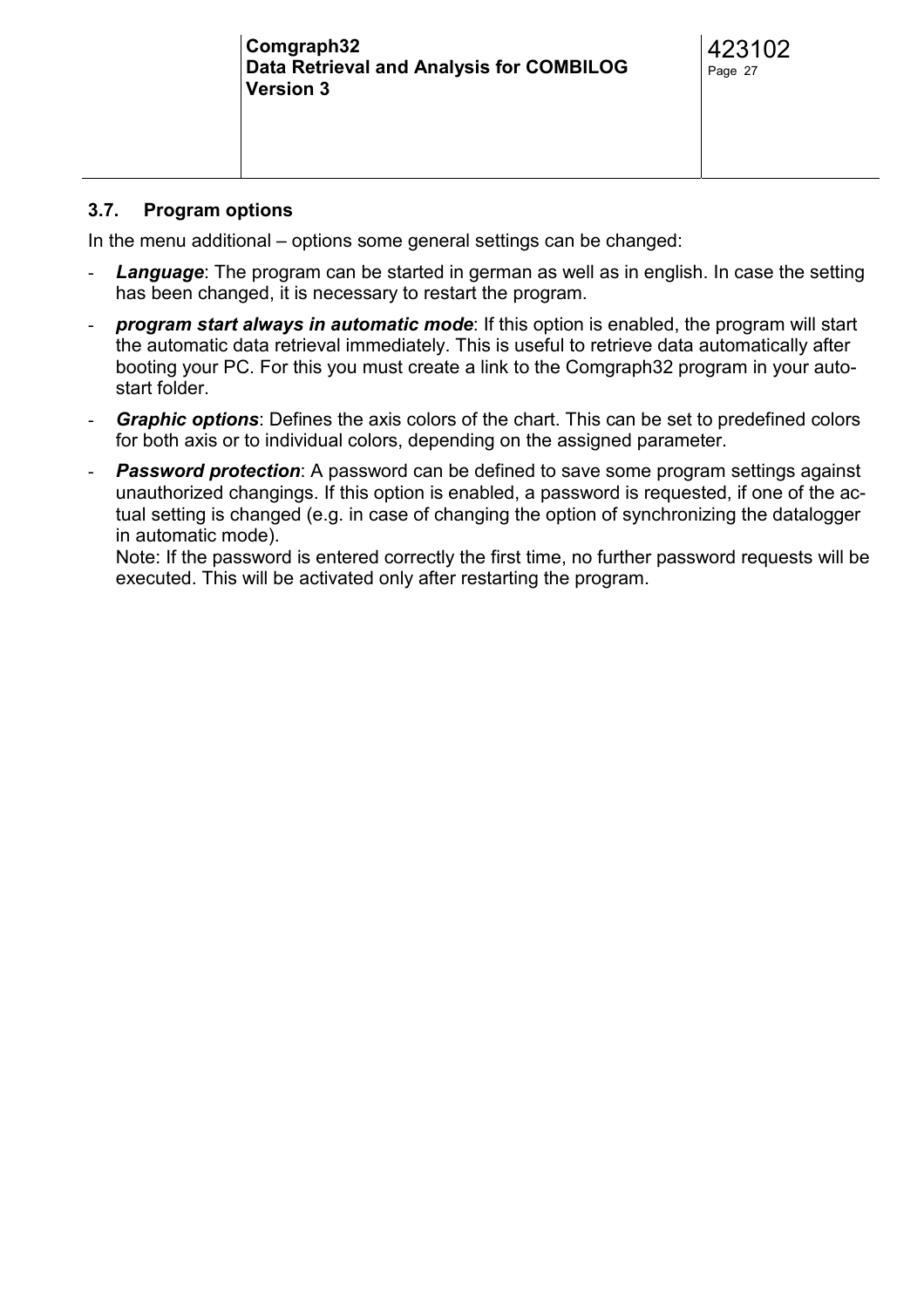### 3.7. Program options

In the menu additional – options some general settings can be changed:

- ***Language***: The program can be started in german as well as in english. In case the setting has been changed, it is necessary to restart the program.
- ***program start always in automatic mode***: If this option is enabled, the program will start the automatic data retrieval immediately. This is useful to retrieve data automatically after booting your PC. For this you must create a link to the Comgraph32 program in your autostart folder.
- ***Graphic options***: Defines the axis colors of the chart. This can be set to predefined colors for both axis or to individual colors, depending on the assigned parameter.
- ***Password protection***: A password can be defined to save some program settings against unauthorized changings. If this option is enabled, a password is requested, if one of the actual setting is changed (e.g. in case of changing the option of synchronizing the datalogger in automatic mode).
  Note: If the password is entered correctly the first time, no further password requests will be executed. This will be activated only after restarting the program.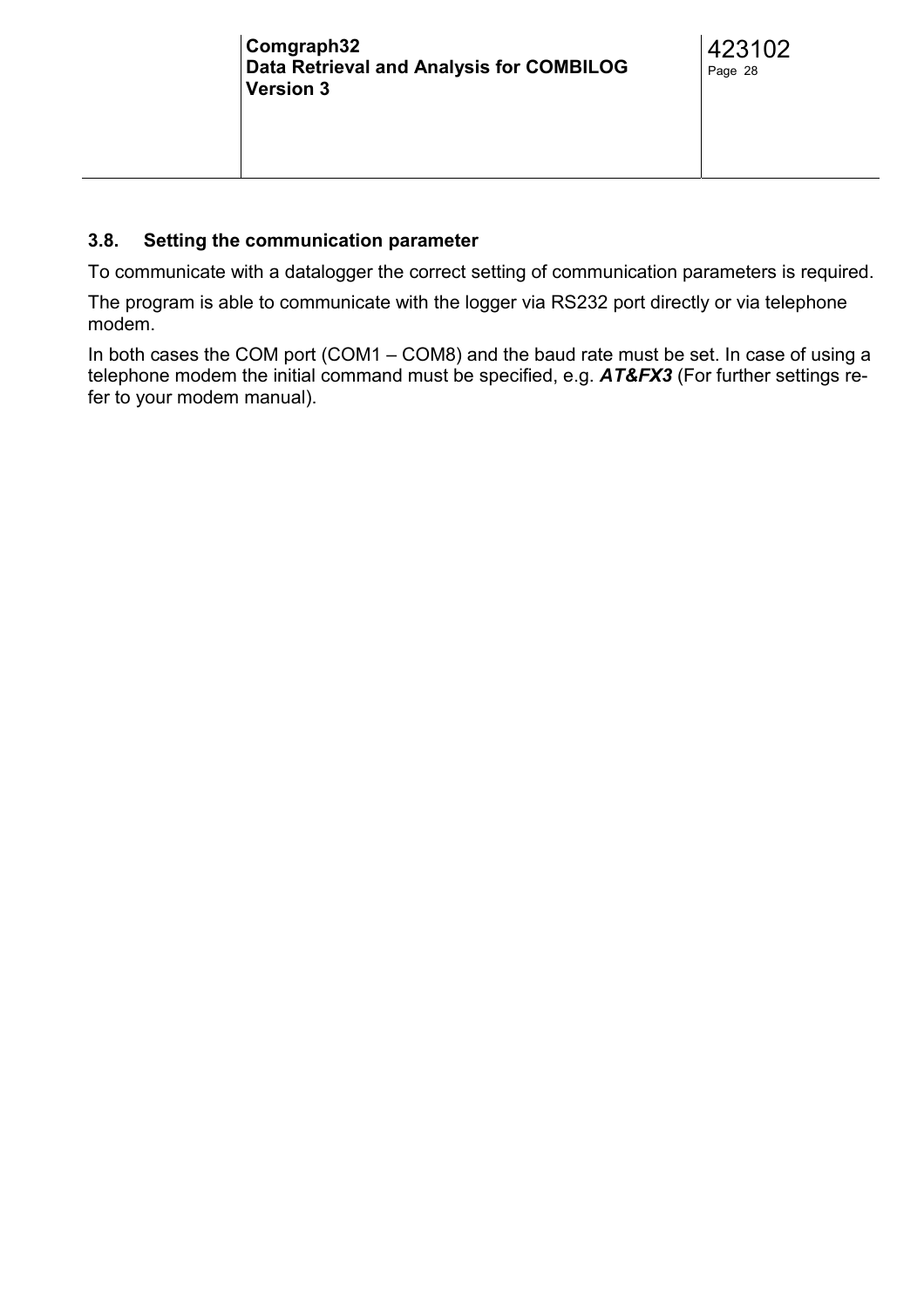## 3.8. Setting the communication parameter

To communicate with a datalogger the correct setting of communication parameters is required.

The program is able to communicate with the logger via RS232 port directly or via telephone modem.

In both cases the COM port (COM1 – COM8) and the baud rate must be set. In case of using a telephone modem the initial command must be specified, e.g. ***AT&FX3*** (For further settings refer to your modem manual).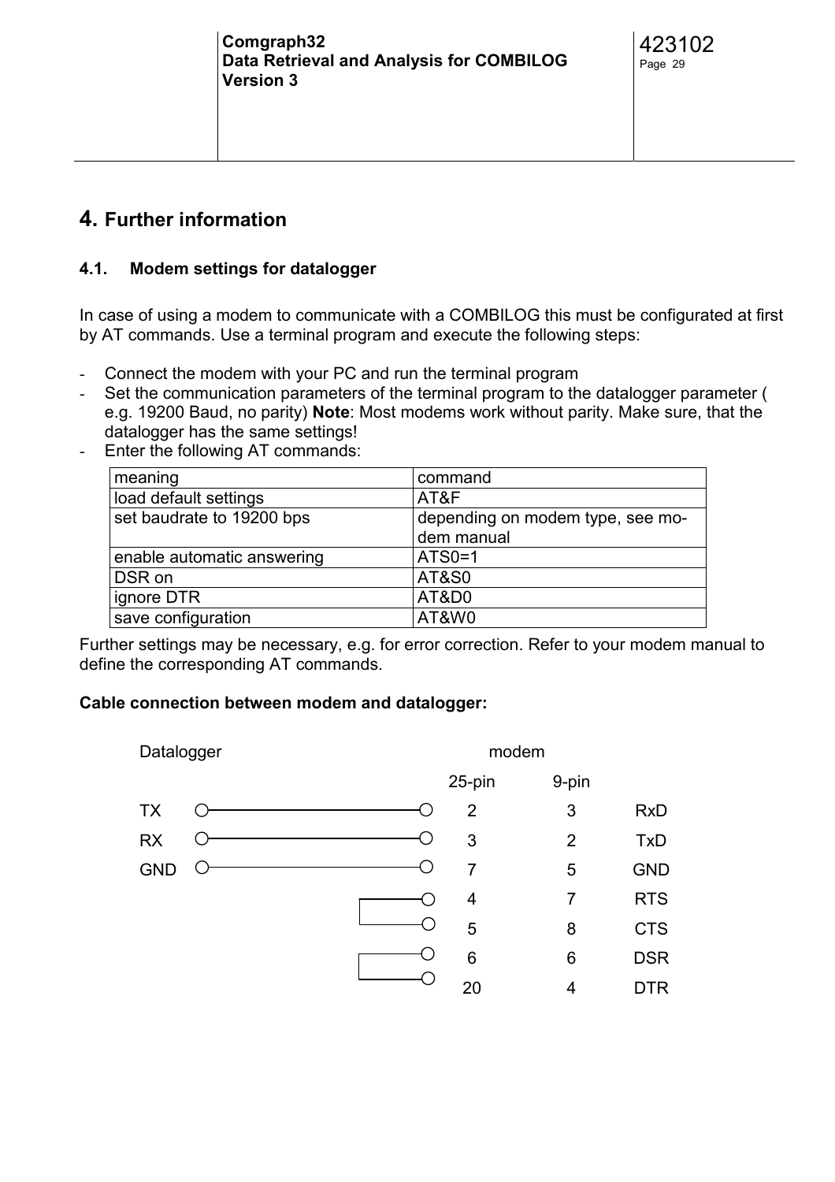# 4. Further information

## 4.1. Modem settings for datalogger

In case of using a modem to communicate with a COMBILOG this must be configurated at first by AT commands. Use a terminal program and execute the following steps:

- Connect the modem with your PC and run the terminal program
- Set the communication parameters of the terminal program to the datalogger parameter ( e.g. 19200 Baud, no parity) **Note**: Most modems work without parity. Make sure, that the datalogger has the same settings!
- Enter the following AT commands:

| meaning | command |
|---|---|
| load default settings | AT&F |
| set baudrate to 19200 bps | depending on modem type, see modem manual |
| enable automatic answering | ATS0=1 |
| DSR on | AT&S0 |
| ignore DTR | AT&D0 |
| save configuration | AT&W0 |

Further settings may be necessary, e.g. for error correction. Refer to your modem manual to define the corresponding AT commands.

**Cable connection between modem and datalogger:**

| Datalogger | modem 25-pin | modem 9-pin | |
|---|---|---|---|
| TX | 2 | 3 | RxD |
| RX | 3 | 2 | TxD |
| GND | 7 | 5 | GND |
| | 4 | 7 | RTS |
| | 5 | 8 | CTS |
| | 6 | 6 | DSR |
| | 20 | 4 | DTR |

(On the modem side, RTS (4/7) is bridged to CTS (5/8), and DSR (6/6) is bridged to DTR (20/4).)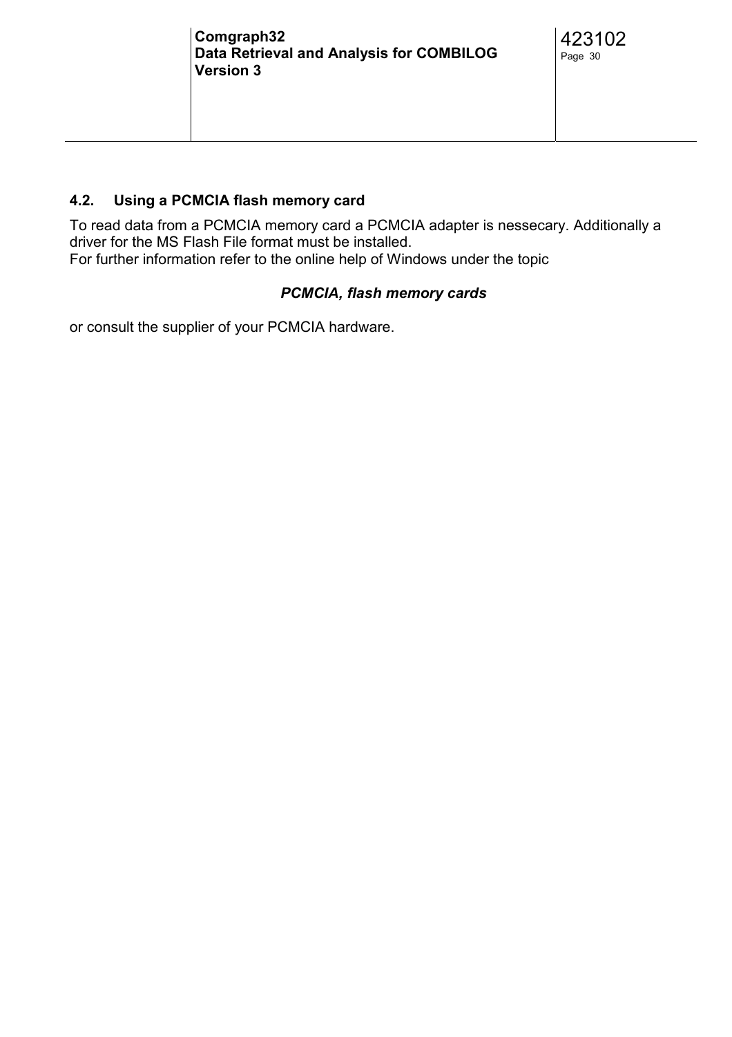## 4.2. Using a PCMCIA flash memory card

To read data from a PCMCIA memory card a PCMCIA adapter is nessecary. Additionally a driver for the MS Flash File format must be installed.
For further information refer to the online help of Windows under the topic

***PCMCIA, flash memory cards***

or consult the supplier of your PCMCIA hardware.